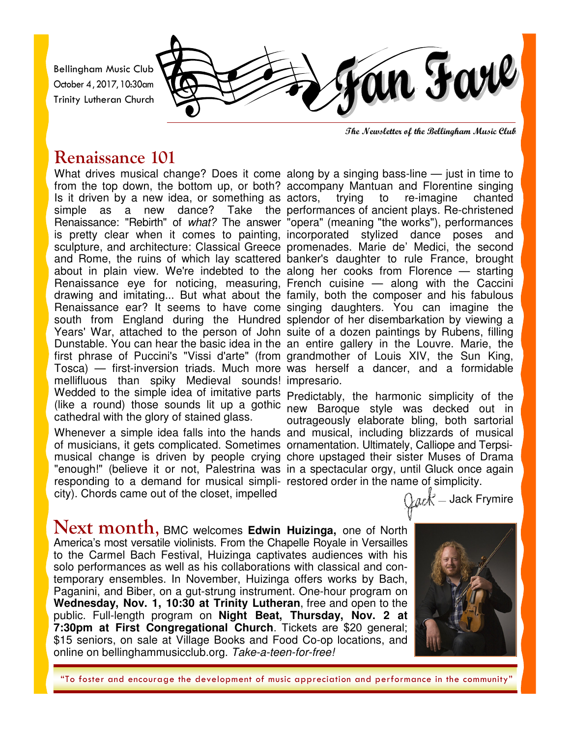Bellingham Music Club
October 4, 2017, 10:30am
Trinity Lutheran Church

# Fan Fare

*The Newsletter of the Bellingham Music Club*

## Renaissance 101

What drives musical change? Does it come from the top down, the bottom up, or both? Is it driven by a new idea, or something as simple as a new dance? Take the Renaissance: "Rebirth" of *what?* The answer is pretty clear when it comes to painting, sculpture, and architecture: Classical Greece and Rome, the ruins of which lay scattered about in plain view. We're indebted to the Renaissance eye for noticing, measuring, drawing and imitating... But what about the Renaissance ear? It seems to have come south from England during the Hundred Years' War, attached to the person of John Dunstable. You can hear the basic idea in the first phrase of Puccini's "Vissi d'arte" (from Tosca) — first-inversion triads. Much more mellifluous than spiky Medieval sounds! Wedded to the simple idea of imitative parts (like a round) those sounds lit up a gothic cathedral with the glory of stained glass.

Whenever a simple idea falls into the hands of musicians, it gets complicated. Sometimes musical change is driven by people crying "enough!" (believe it or not, Palestrina was responding to a demand for musical simplicity). Chords came out of the closet, impelled along by a singing bass-line — just in time to accompany Mantuan and Florentine singing actors, trying to re-imagine chanted performances of ancient plays. Re-christened "opera" (meaning "the works"), performances incorporated stylized dance poses and promenades. Marie de' Medici, the second banker's daughter to rule France, brought along her cooks from Florence — starting French cuisine — along with the Caccini family, both the composer and his fabulous singing daughters. You can imagine the splendor of her disembarkation by viewing a suite of a dozen paintings by Rubens, filling an entire gallery in the Louvre. Marie, the grandmother of Louis XIV, the Sun King, was herself a dancer, and a formidable impresario.

Predictably, the harmonic simplicity of the new Baroque style was decked out in outrageously elaborate bling, both sartorial and musical, including blizzards of musical ornamentation. Ultimately, Calliope and Terpsichore upstaged their sister Muses of Drama in a spectacular orgy, until Gluck once again restored order in the name of simplicity.

*Jack* — Jack Frymire

**Next month,** BMC welcomes **Edwin Huizinga,** one of North America's most versatile violinists. From the Chapelle Royale in Versailles to the Carmel Bach Festival, Huizinga captivates audiences with his solo performances as well as his collaborations with classical and contemporary ensembles. In November, Huizinga offers works by Bach, Paganini, and Biber, on a gut-strung instrument. One-hour program on **Wednesday, Nov. 1, 10:30 at Trinity Lutheran**, free and open to the public. Full-length program on **Night Beat, Thursday, Nov. 2 at 7:30pm at First Congregational Church**. Tickets are $20 general; $15 seniors, on sale at Village Books and Food Co-op locations, and online on bellinghammusicclub.org. *Take-a-teen-for-free!*

"To foster and encourage the development of music appreciation and performance in the community"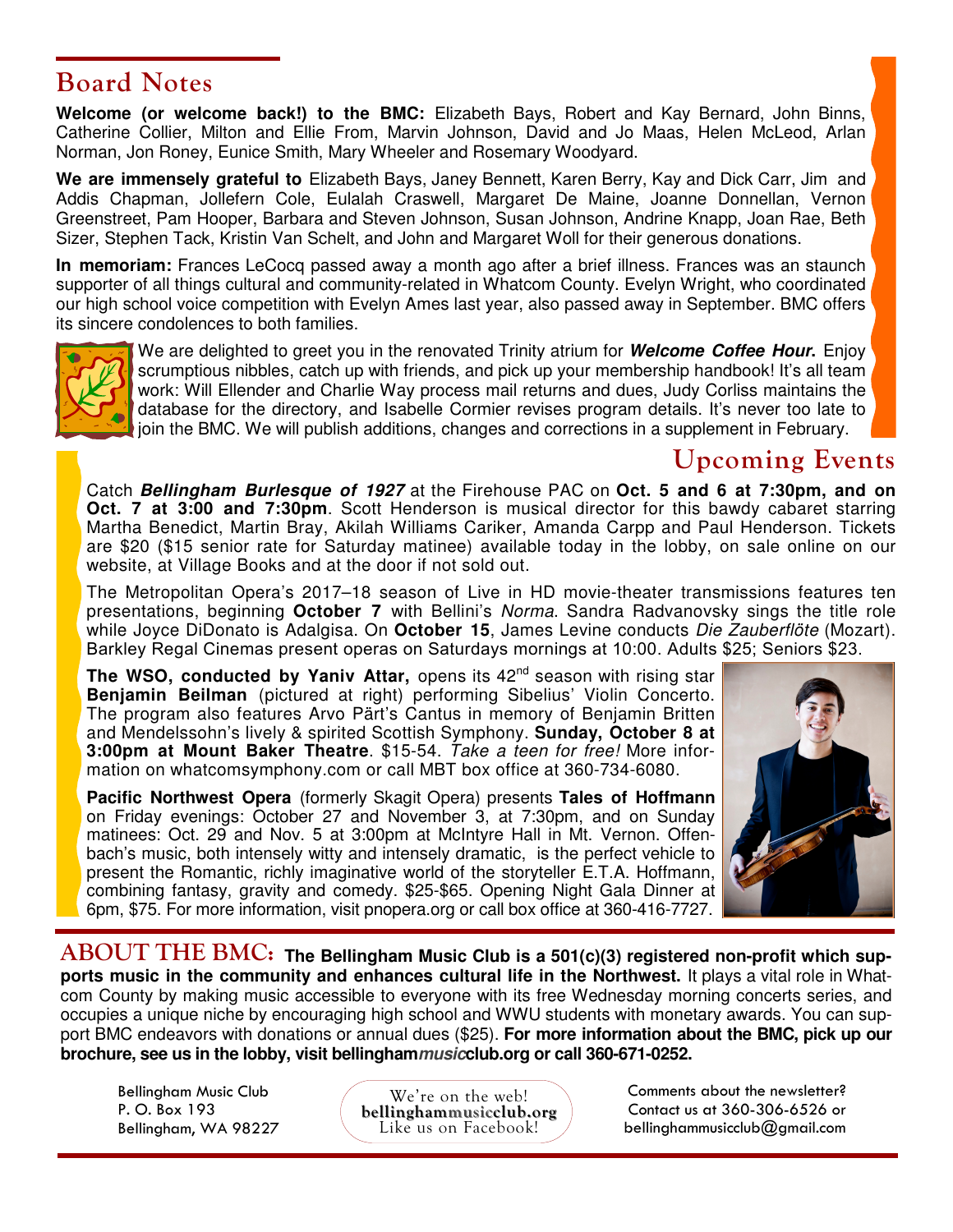## Board Notes

**Welcome (or welcome back!) to the BMC:** Elizabeth Bays, Robert and Kay Bernard, John Binns, Catherine Collier, Milton and Ellie From, Marvin Johnson, David and Jo Maas, Helen McLeod, Arlan Norman, Jon Roney, Eunice Smith, Mary Wheeler and Rosemary Woodyard.

**We are immensely grateful to** Elizabeth Bays, Janey Bennett, Karen Berry, Kay and Dick Carr, Jim and Addis Chapman, Jollefern Cole, Eulalah Craswell, Margaret De Maine, Joanne Donnellan, Vernon Greenstreet, Pam Hooper, Barbara and Steven Johnson, Susan Johnson, Andrine Knapp, Joan Rae, Beth Sizer, Stephen Tack, Kristin Van Schelt, and John and Margaret Woll for their generous donations.

**In memoriam:** Frances LeCocq passed away a month ago after a brief illness. Frances was an staunch supporter of all things cultural and community-related in Whatcom County. Evelyn Wright, who coordinated our high school voice competition with Evelyn Ames last year, also passed away in September. BMC offers its sincere condolences to both families.

We are delighted to greet you in the renovated Trinity atrium for ***Welcome Coffee Hour.*** Enjoy scrumptious nibbles, catch up with friends, and pick up your membership handbook! It's all team work: Will Ellender and Charlie Way process mail returns and dues, Judy Corliss maintains the database for the directory, and Isabelle Cormier revises program details. It's never too late to join the BMC. We will publish additions, changes and corrections in a supplement in February.

## Upcoming Events

Catch ***Bellingham Burlesque of 1927*** at the Firehouse PAC on **Oct. 5 and 6 at 7:30pm, and on Oct. 7 at 3:00 and 7:30pm**. Scott Henderson is musical director for this bawdy cabaret starring Martha Benedict, Martin Bray, Akilah Williams Cariker, Amanda Carpp and Paul Henderson. Tickets are $20 ($15 senior rate for Saturday matinee) available today in the lobby, on sale online on our website, at Village Books and at the door if not sold out.

The Metropolitan Opera's 2017–18 season of Live in HD movie-theater transmissions features ten presentations, beginning **October 7** with Bellini's *Norma*. Sandra Radvanovsky sings the title role while Joyce DiDonato is Adalgisa. On **October 15**, James Levine conducts *Die Zauberflöte* (Mozart). Barkley Regal Cinemas present operas on Saturdays mornings at 10:00. Adults $25; Seniors $23.

**The WSO, conducted by Yaniv Attar,** opens its 42nd season with rising star **Benjamin Beilman** (pictured at right) performing Sibelius' Violin Concerto. The program also features Arvo Pärt's Cantus in memory of Benjamin Britten and Mendelssohn's lively & spirited Scottish Symphony. **Sunday, October 8 at 3:00pm at Mount Baker Theatre**. $15-54. *Take a teen for free!* More information on whatcomsymphony.com or call MBT box office at 360-734-6080.

**Pacific Northwest Opera** (formerly Skagit Opera) presents **Tales of Hoffmann** on Friday evenings: October 27 and November 3, at 7:30pm, and on Sunday matinees: Oct. 29 and Nov. 5 at 3:00pm at McIntyre Hall in Mt. Vernon. Offenbach's music, both intensely witty and intensely dramatic, is the perfect vehicle to present the Romantic, richly imaginative world of the storyteller E.T.A. Hoffmann, combining fantasy, gravity and comedy. $25-$65. Opening Night Gala Dinner at 6pm, $75. For more information, visit pnopera.org or call box office at 360-416-7727.

**ABOUT THE BMC: The Bellingham Music Club is a 501(c)(3) registered non-profit which supports music in the community and enhances cultural life in the Northwest.** It plays a vital role in Whatcom County by making music accessible to everyone with its free Wednesday morning concerts series, and occupies a unique niche by encouraging high school and WWU students with monetary awards. You can support BMC endeavors with donations or annual dues ($25). **For more information about the BMC, pick up our brochure, see us in the lobby, visit bellingham*music*club.org or call 360-671-0252.**

Bellingham Music Club
P. O. Box 193
Bellingham, WA 98227

We're on the web!
**bellinghammusicclub.org**
Like us on Facebook!

Comments about the newsletter?
Contact us at 360-306-6526 or
bellinghammusicclub@gmail.com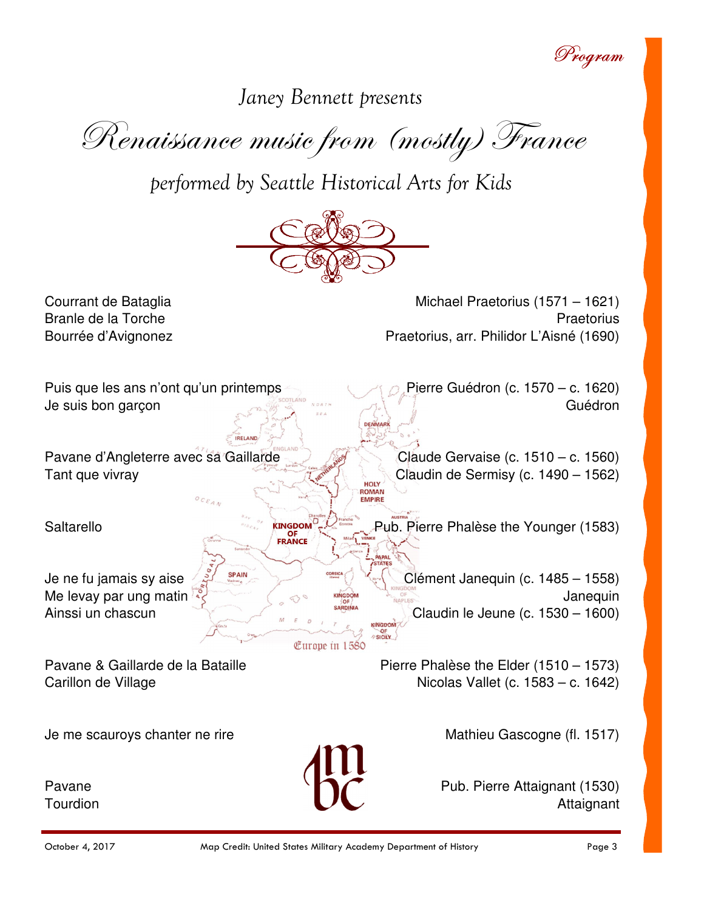*Janey Bennett presents*

# *Renaissance music from (mostly) France*

*performed by Seattle Historical Arts for Kids*

| Piece | Composer |
|---|---|
| Courrant de Bataglia | Michael Praetorius (1571 – 1621) |
| Branle de la Torche | Praetorius |
| Bourrée d'Avignonez | Praetorius, arr. Philidor L'Aisné (1690) |
| Puis que les ans n'ont qu'un printemps | Pierre Guédron (c. 1570 – c. 1620) |
| Je suis bon garçon | Guédron |
| Pavane d'Angleterre avec sa Gaillarde | Claude Gervaise (c. 1510 – c. 1560) |
| Tant que vivray | Claudin de Sermisy (c. 1490 – 1562) |
| Saltarello | Pub. Pierre Phalèse the Younger (1583) |
| Je ne fu jamais sy aise | Clément Janequin (c. 1485 – 1558) |
| Me levay par ung matin | Janequin |
| Ainssi un chascun | Claudin le Jeune (c. 1530 – 1600) |
| Pavane & Gaillarde de la Bataille | Pierre Phalèse the Elder (1510 – 1573) |
| Carillon de Village | Nicolas Vallet (c. 1583 – c. 1642) |
| Je me scauroys chanter ne rire | Mathieu Gascogne (fl. 1517) |
| Pavane | Pub. Pierre Attaignant (1530) |
| Tourdion | Attaignant |

Europe in 1580

October 4, 2017 Map Credit: United States Military Academy Department of History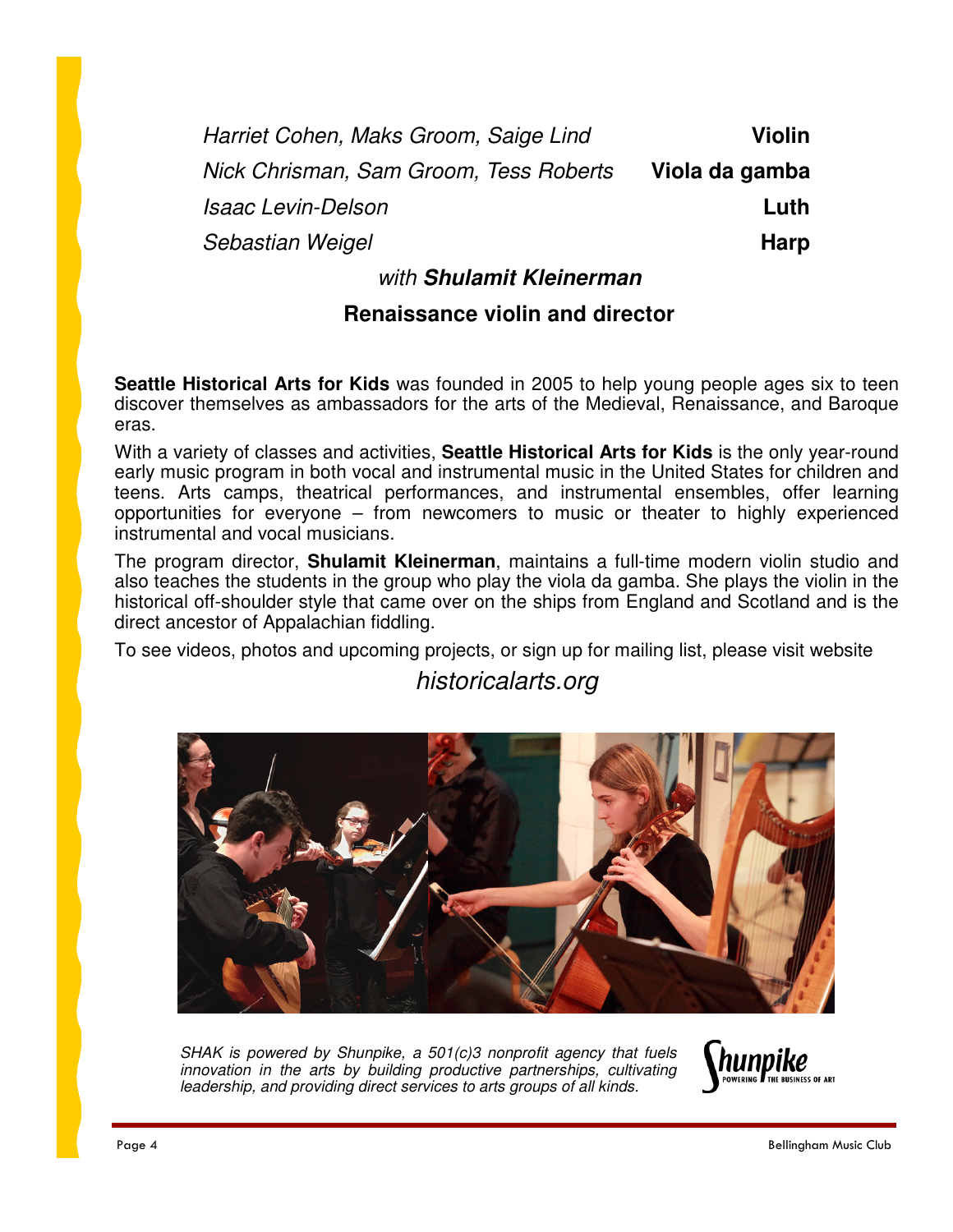| | |
|---|---|
| *Harriet Cohen, Maks Groom, Saige Lind* | **Violin** |
| *Nick Chrisman, Sam Groom, Tess Roberts* | **Viola da gamba** |
| *Isaac Levin-Delson* | **Luth** |
| *Sebastian Weigel* | **Harp** |

*with* ***Shulamit Kleinerman***

**Renaissance violin and director**

**Seattle Historical Arts for Kids** was founded in 2005 to help young people ages six to teen discover themselves as ambassadors for the arts of the Medieval, Renaissance, and Baroque eras.

With a variety of classes and activities, **Seattle Historical Arts for Kids** is the only year-round early music program in both vocal and instrumental music in the United States for children and teens. Arts camps, theatrical performances, and instrumental ensembles, offer learning opportunities for everyone – from newcomers to music or theater to highly experienced instrumental and vocal musicians.

The program director, **Shulamit Kleinerman**, maintains a full-time modern violin studio and also teaches the students in the group who play the viola da gamba. She plays the violin in the historical off-shoulder style that came over on the ships from England and Scotland and is the direct ancestor of Appalachian fiddling.

To see videos, photos and upcoming projects, or sign up for mailing list, please visit website

*historicalarts.org*

*SHAK is powered by Shunpike, a 501(c)3 nonprofit agency that fuels innovation in the arts by building productive partnerships, cultivating leadership, and providing direct services to arts groups of all kinds.*

Shunpike POWERING THE BUSINESS OF ART